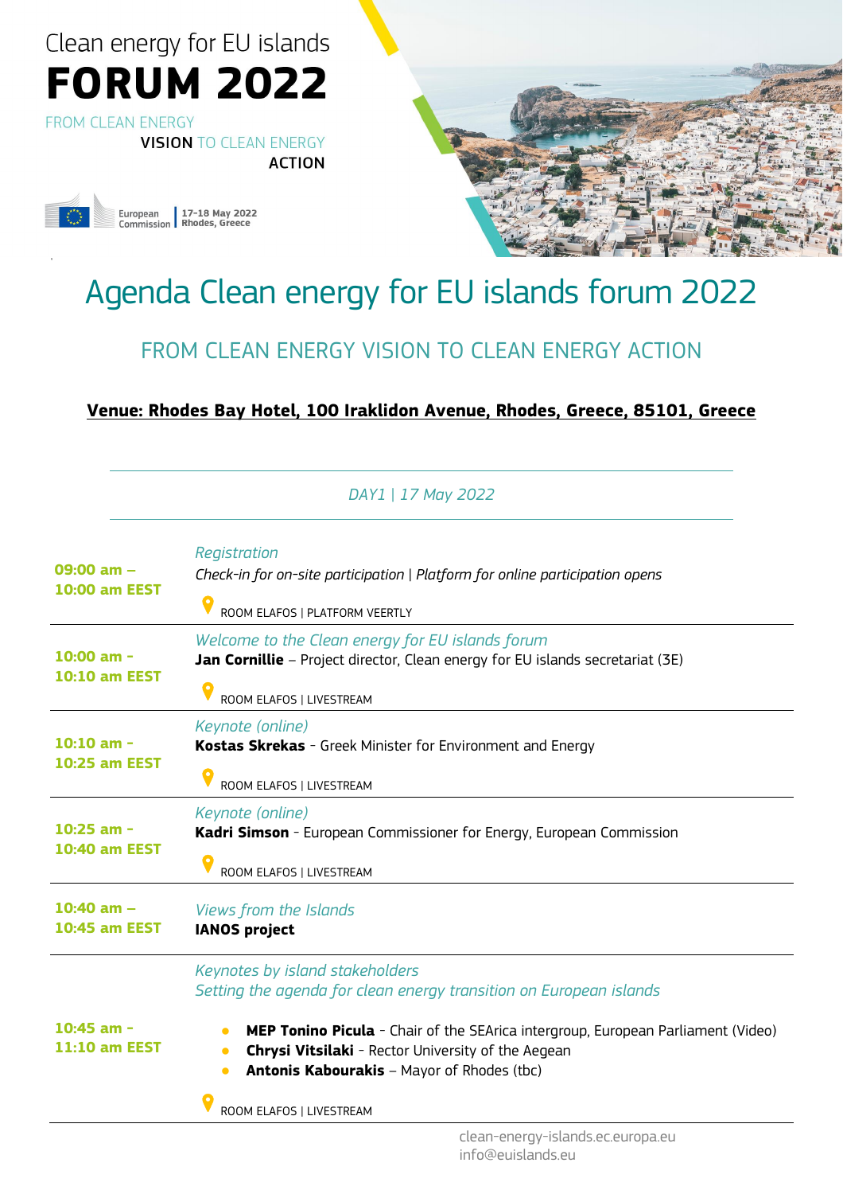Clean energy for EU islands

# FORUM 2022

FROM CLEAN ENERGY **VISION** TO CLEAN ENERGY **ACTION**

European Commission | 17-18 May 2022 Rhodes, Greece

# Agenda Clean energy for EU islands forum 2022

## FROM CLEAN ENERGY VISION TO CLEAN ENERGY ACTION

**Venue: Rhodes Bay Hotel, 100 Iraklidon Avenue, Rhodes, Greece, 85101, Greece**

*DAY1 | 17 May 2022*

| Time | Session |
|---|---|
| **09:00 am – 10:00 am EEST** | *Registration*<br>*Check-in for on-site participation* \| *Platform for online participation opens*<br>ROOM ELAFOS \| PLATFORM VEERTLY |
| **10:00 am - 10:10 am EEST** | *Welcome to the Clean energy for EU islands forum*<br>**Jan Cornillie** – Project director, Clean energy for EU islands secretariat (3E)<br>ROOM ELAFOS \| LIVESTREAM |
| **10:10 am - 10:25 am EEST** | *Keynote (online)*<br>**Kostas Skrekas** - Greek Minister for Environment and Energy<br>ROOM ELAFOS \| LIVESTREAM |
| **10:25 am - 10:40 am EEST** | *Keynote (online)*<br>**Kadri Simson** - European Commissioner for Energy, European Commission<br>ROOM ELAFOS \| LIVESTREAM |
| **10:40 am – 10:45 am EEST** | *Views from the Islands*<br>**IANOS project** |
| **10:45 am - 11:10 am EEST** | *Keynotes by island stakeholders*<br>*Setting the agenda for clean energy transition on European islands*<br>• **MEP Tonino Picula** - Chair of the SEArica intergroup, European Parliament (Video)<br>• **Chrysi Vitsilaki** - Rector University of the Aegean<br>• **Antonis Kabourakis** – Mayor of Rhodes (tbc)<br>ROOM ELAFOS \| LIVESTREAM |

clean-energy-islands.ec.europa.eu
info@euislands.eu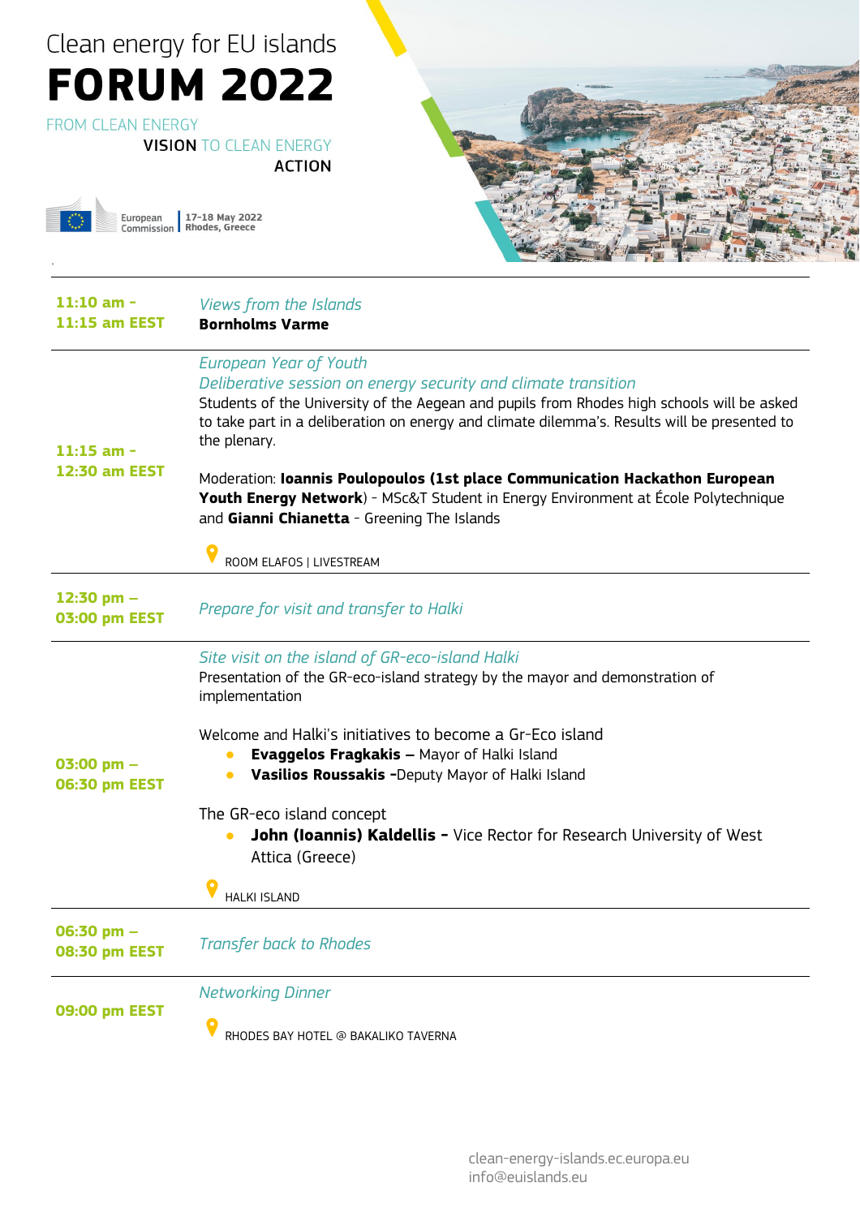Clean energy for EU islands

# FORUM 2022

FROM CLEAN ENERGY VISION TO CLEAN ENERGY ACTION

European Commission | 17-18 May 2022 Rhodes, Greece

---

**11:10 am - 11:15 am EEST**

*Views from the Islands*

**Bornholms Varme**

---

**11:15 am - 12:30 am EEST**

*European Year of Youth*

*Deliberative session on energy security and climate transition*

Students of the University of the Aegean and pupils from Rhodes high schools will be asked to take part in a deliberation on energy and climate dilemma's. Results will be presented to the plenary.

Moderation: **Ioannis Poulopoulos (1st place Communication Hackathon European Youth Energy Network**) - MSc&T Student in Energy Environment at École Polytechnique and **Gianni Chianetta** - Greening The Islands

ROOM ELAFOS | LIVESTREAM

---

**12:30 pm – 03:00 pm EEST**

*Prepare for visit and transfer to Halki*

---

**03:00 pm – 06:30 pm EEST**

*Site visit on the island of GR-eco-island Halki*

Presentation of the GR-eco-island strategy by the mayor and demonstration of implementation

Welcome and Halki's initiatives to become a Gr-Eco island

- **Evaggelos Fragkakis –** Mayor of Halki Island
- **Vasilios Roussakis -**Deputy Mayor of Halki Island

The GR-eco island concept

- **John (Ioannis) Kaldellis –** Vice Rector for Research University of West Attica (Greece)

HALKI ISLAND

---

**06:30 pm – 08:30 pm EEST**

*Transfer back to Rhodes*

---

**09:00 pm EEST**

*Networking Dinner*

RHODES BAY HOTEL @ BAKALIKO TAVERNA

---

clean-energy-islands.ec.europa.eu
info@euislands.eu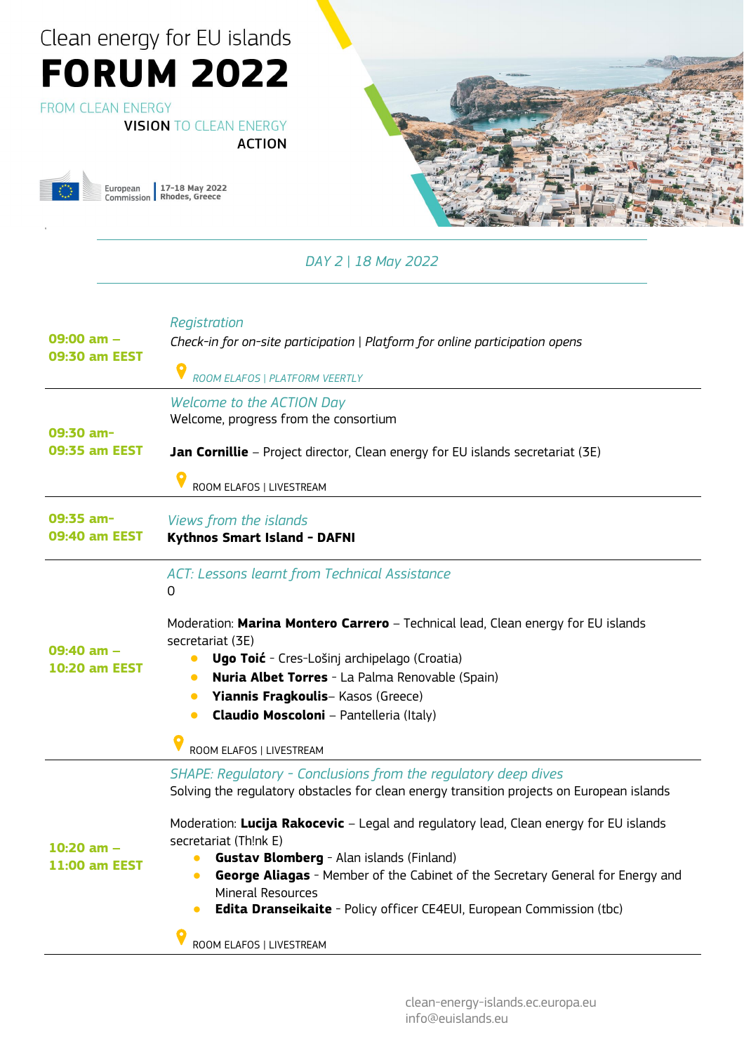Clean energy for EU islands

# FORUM 2022

FROM CLEAN ENERGY VISION TO CLEAN ENERGY ACTION

European Commission | 17-18 May 2022 Rhodes, Greece

## DAY 2 | 18 May 2022

| Time | Session |
|---|---|
| **09:00 am – 09:30 am EEST** | *Registration*<br>*Check-in for on-site participation \| Platform for online participation opens*<br>ROOM ELAFOS \| PLATFORM VEERTLY |
| **09:30 am- 09:35 am EEST** | *Welcome to the ACTION Day*<br>Welcome, progress from the consortium<br><br>**Jan Cornillie** – Project director, Clean energy for EU islands secretariat (3E)<br><br>ROOM ELAFOS \| LIVESTREAM |
| **09:35 am- 09:40 am EEST** | *Views from the islands*<br>**Kythnos Smart Island - DAFNI** |
| **09:40 am – 10:20 am EEST** | *ACT: Lessons learnt from Technical Assistance*<br>0<br><br>Moderation: **Marina Montero Carrero** – Technical lead, Clean energy for EU islands secretariat (3E)<br>• **Ugo Toić** - Cres-Lošinj archipelago (Croatia)<br>• **Nuria Albet Torres** - La Palma Renovable (Spain)<br>• **Yiannis Fragkoulis**– Kasos (Greece)<br>• **Claudio Moscoloni** – Pantelleria (Italy)<br><br>ROOM ELAFOS \| LIVESTREAM |
| **10:20 am – 11:00 am EEST** | *SHAPE: Regulatory - Conclusions from the regulatory deep dives*<br>Solving the regulatory obstacles for clean energy transition projects on European islands<br><br>Moderation: **Lucija Rakocevic** – Legal and regulatory lead, Clean energy for EU islands secretariat (Th!nk E)<br>• **Gustav Blomberg** - Alan islands (Finland)<br>• **George Aliagas** - Member of the Cabinet of the Secretary General for Energy and Mineral Resources<br>• **Edita Dranseikaite** - Policy officer CE4EUI, European Commission (tbc)<br><br>ROOM ELAFOS \| LIVESTREAM |

clean-energy-islands.ec.europa.eu
info@euislands.eu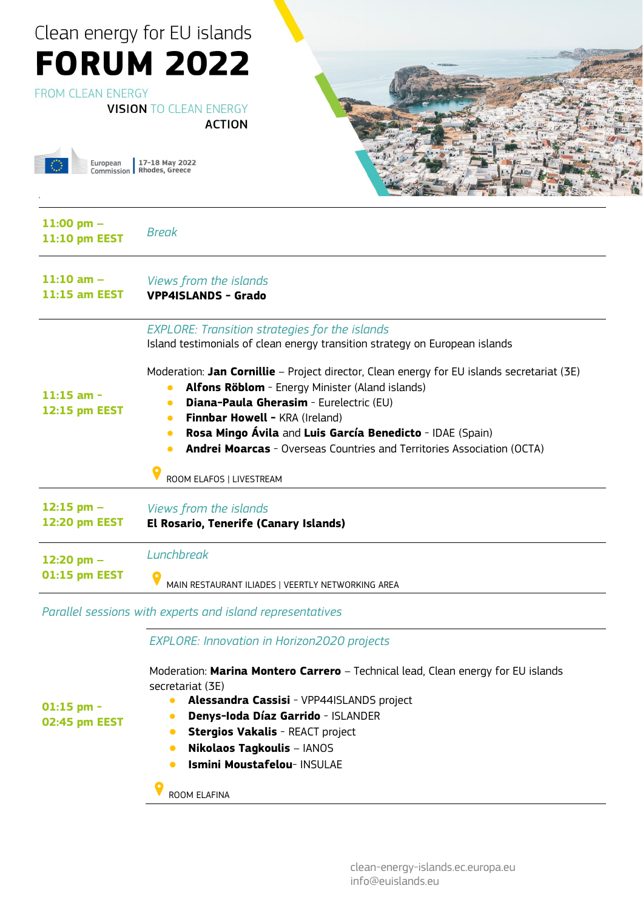Clean energy for EU islands

# FORUM 2022

FROM CLEAN ENERGY VISION TO CLEAN ENERGY ACTION

European Commission | 17-18 May 2022 Rhodes, Greece

| | |
|---|---|
| **11:00 pm – 11:10 pm EEST** | *Break* |
| **11:10 am – 11:15 am EEST** | *Views from the islands*<br>**VPP4ISLANDS - Grado** |
| **11:15 am - 12:15 pm EEST** | *EXPLORE: Transition strategies for the islands*<br>Island testimonials of clean energy transition strategy on European islands<br><br>Moderation: **Jan Cornillie** – Project director, Clean energy for EU islands secretariat (3E)<br>• **Alfons Röblom** - Energy Minister (Aland islands)<br>• **Diana-Paula Gherasim** - Eurelectric (EU)<br>• **Finnbar Howell -** KRA (Ireland)<br>• **Rosa Mingo Ávila** and **Luis García Benedicto** - IDAE (Spain)<br>• **Andrei Moarcas** - Overseas Countries and Territories Association (OCTA)<br><br>ROOM ELAFOS \| LIVESTREAM |
| **12:15 pm – 12:20 pm EEST** | *Views from the islands*<br>**El Rosario, Tenerife (Canary Islands)** |
| **12:20 pm – 01:15 pm EEST** | *Lunchbreak*<br><br>MAIN RESTAURANT ILIADES \| VEERTLY NETWORKING AREA |

*Parallel sessions with experts and island representatives*

| | |
|---|---|
| **01:15 pm - 02:45 pm EEST** | *EXPLORE: Innovation in Horizon2020 projects*<br><br>Moderation: **Marina Montero Carrero** – Technical lead, Clean energy for EU islands secretariat (3E)<br>• **Alessandra Cassisi** - VPP44ISLANDS project<br>• **Denys-Ioda Díaz Garrido** - ISLANDER<br>• **Stergios Vakalis** - REACT project<br>• **Nikolaos Tagkoulis** – IANOS<br>• **Ismini Moustafelou**- INSULAE<br><br>ROOM ELAFINA |

clean-energy-islands.ec.europa.eu
info@euislands.eu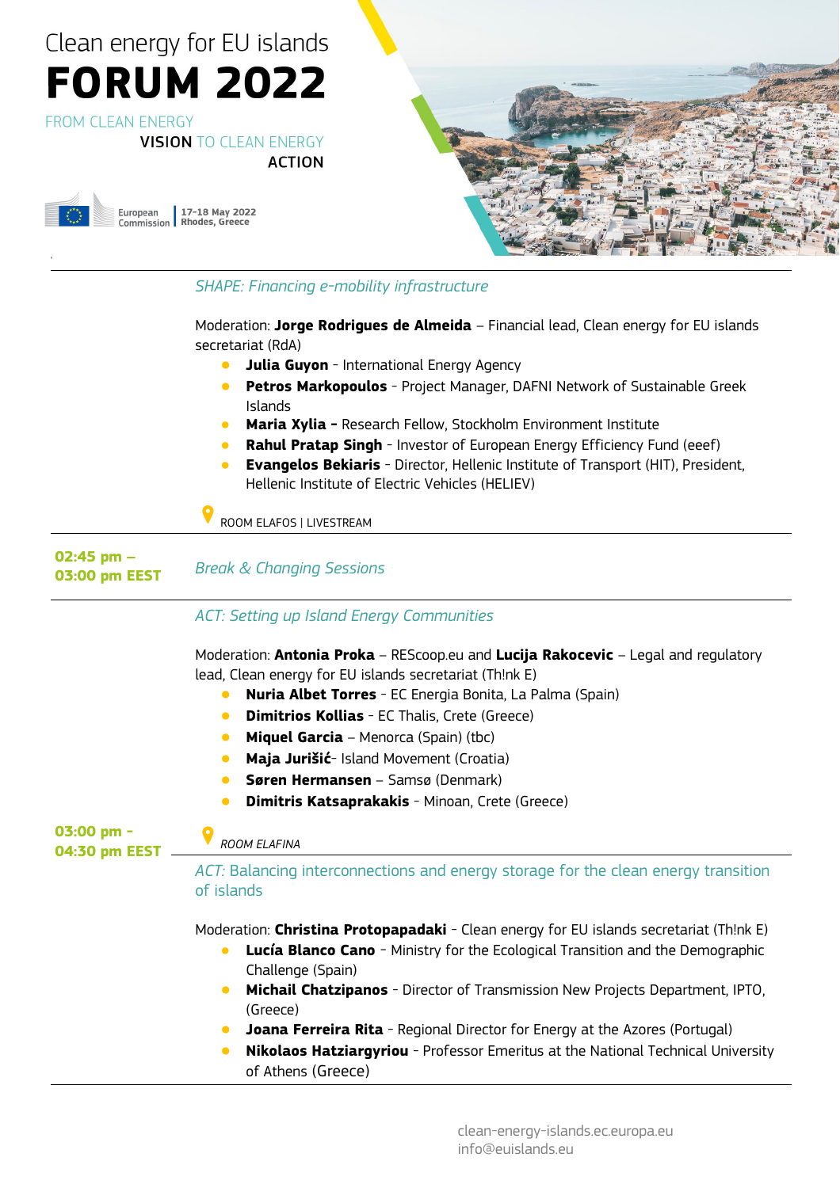*SHAPE: Financing e-mobility infrastructure*

Moderation: **Jorge Rodrigues de Almeida** – Financial lead, Clean energy for EU islands secretariat (RdA)

- **Julia Guyon** - International Energy Agency
- **Petros Markopoulos** - Project Manager, DAFNI Network of Sustainable Greek Islands
- **Maria Xylia -** Research Fellow, Stockholm Environment Institute
- **Rahul Pratap Singh** - Investor of European Energy Efficiency Fund (eeef)
- **Evangelos Bekiaris** - Director, Hellenic Institute of Transport (HIT), President, Hellenic Institute of Electric Vehicles (HELIEV)

ROOM ELAFOS | LIVESTREAM

**02:45 pm – 03:00 pm EEST**

*Break & Changing Sessions*

**03:00 pm - 04:30 pm EEST**

*ACT: Setting up Island Energy Communities*

Moderation: **Antonia Proka** – REScoop.eu and **Lucija Rakocevic** – Legal and regulatory lead, Clean energy for EU islands secretariat (Th!nk E)

- **Nuria Albet Torres** - EC Energia Bonita, La Palma (Spain)
- **Dimitrios Kollias** - EC Thalis, Crete (Greece)
- **Miquel Garcia** – Menorca (Spain) (tbc)
- **Maja Jurišić**- Island Movement (Croatia)
- **Søren Hermansen** – Samsø (Denmark)
- **Dimitris Katsaprakakis** - Minoan, Crete (Greece)

*ROOM ELAFINA*

*ACT:* Balancing interconnections and energy storage for the clean energy transition of islands

Moderation: **Christina Protopapadaki** - Clean energy for EU islands secretariat (Th!nk E)

- **Lucía Blanco Cano** - Ministry for the Ecological Transition and the Demographic Challenge (Spain)
- **Michail Chatzipanos** - Director of Transmission New Projects Department, IPTO, (Greece)
- **Joana Ferreira Rita** - Regional Director for Energy at the Azores (Portugal)
- **Nikolaos Hatziargyriou** - Professor Emeritus at the National Technical University of Athens (Greece)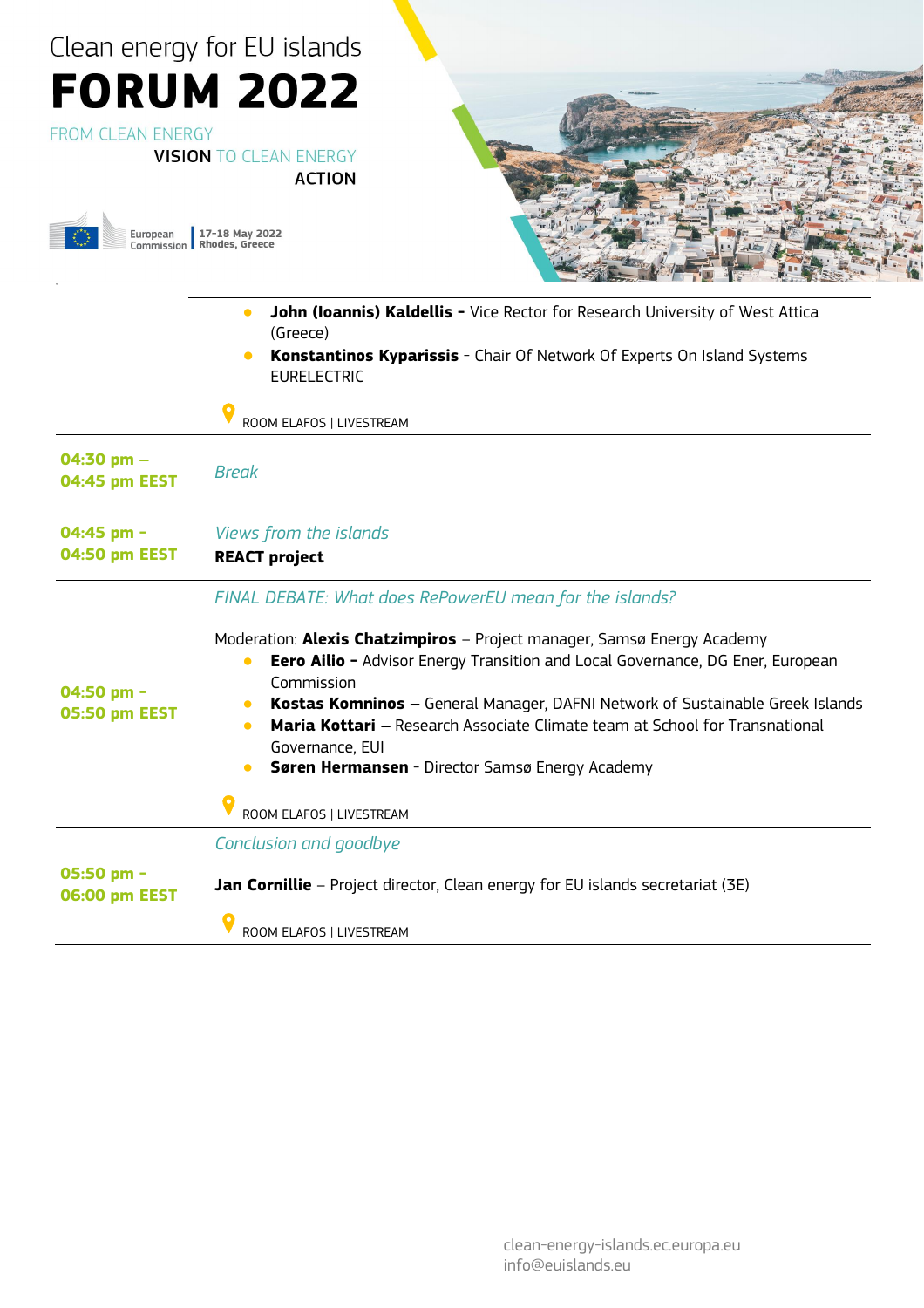Clean energy for EU islands

# FORUM 2022

FROM CLEAN ENERGY VISION TO CLEAN ENERGY ACTION

European Commission | 17-18 May 2022 Rhodes, Greece

| | |
|---|---|
| | • **John (Ioannis) Kaldellis -** Vice Rector for Research University of West Attica (Greece)<br>• **Konstantinos Kyparissis** - Chair Of Network Of Experts On Island Systems EURELECTRIC<br><br>ROOM ELAFOS \| LIVESTREAM |
| **04:30 pm – 04:45 pm EEST** | *Break* |
| **04:45 pm - 04:50 pm EEST** | *Views from the islands*<br>**REACT project** |
| **04:50 pm - 05:50 pm EEST** | *FINAL DEBATE: What does RePowerEU mean for the islands?*<br><br>Moderation: **Alexis Chatzimpiros** – Project manager, Samsø Energy Academy<br>• **Eero Ailio -** Advisor Energy Transition and Local Governance, DG Ener, European Commission<br>• **Kostas Komninos –** General Manager, DAFNI Network of Sustainable Greek Islands<br>• **Maria Kottari –** Research Associate Climate team at School for Transnational Governance, EUI<br>• **Søren Hermansen** - Director Samsø Energy Academy<br><br>ROOM ELAFOS \| LIVESTREAM |
| **05:50 pm - 06:00 pm EEST** | *Conclusion and goodbye*<br><br>**Jan Cornillie** – Project director, Clean energy for EU islands secretariat (3E)<br><br>ROOM ELAFOS \| LIVESTREAM |

clean-energy-islands.ec.europa.eu
info@euislands.eu